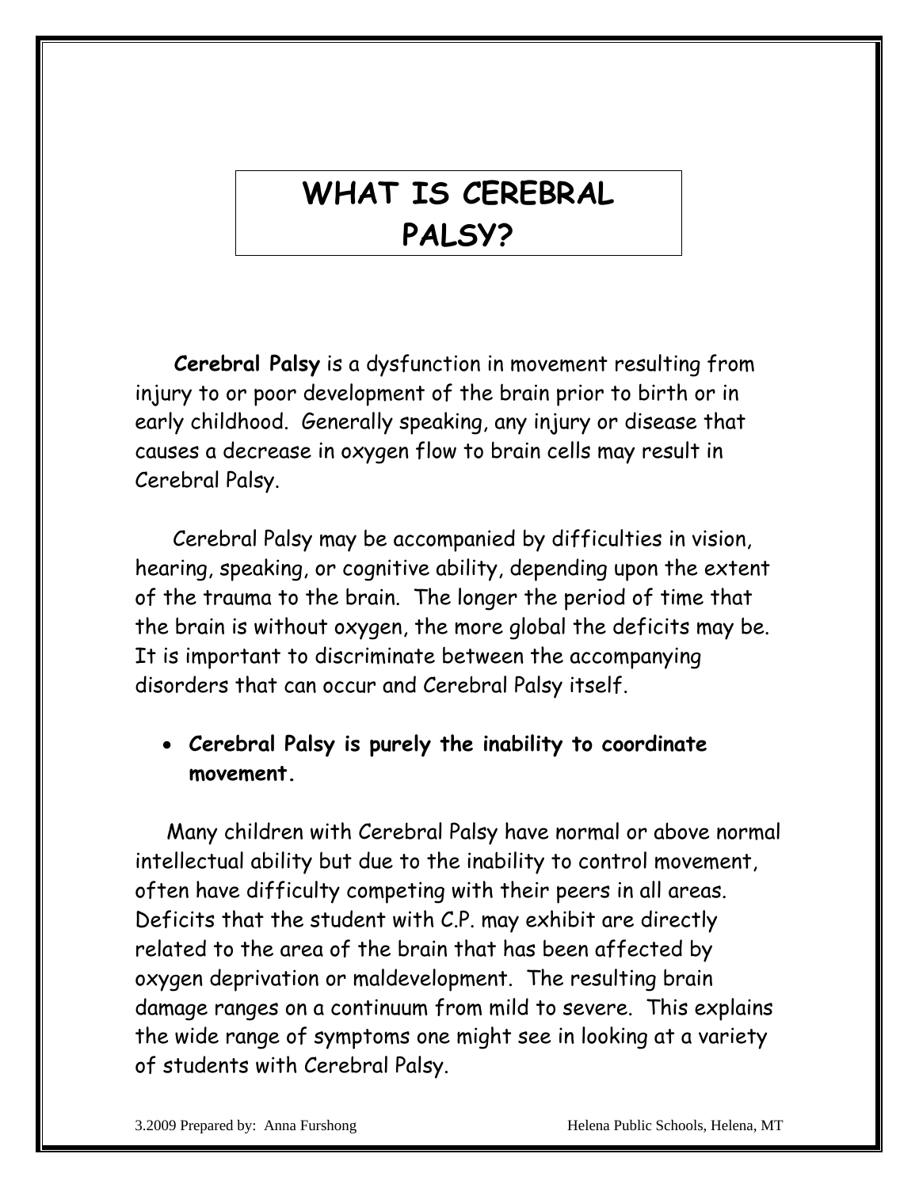# WHAT IS CEREBRAL PALSY?

**Cerebral Palsy** is a dysfunction in movement resulting from injury to or poor development of the brain prior to birth or in early childhood. Generally speaking, any injury or disease that causes a decrease in oxygen flow to brain cells may result in Cerebral Palsy.

Cerebral Palsy may be accompanied by difficulties in vision, hearing, speaking, or cognitive ability, depending upon the extent of the trauma to the brain. The longer the period of time that the brain is without oxygen, the more global the deficits may be. It is important to discriminate between the accompanying disorders that can occur and Cerebral Palsy itself.

- **Cerebral Palsy is purely the inability to coordinate movement.**

Many children with Cerebral Palsy have normal or above normal intellectual ability but due to the inability to control movement, often have difficulty competing with their peers in all areas. Deficits that the student with C.P. may exhibit are directly related to the area of the brain that has been affected by oxygen deprivation or maldevelopment. The resulting brain damage ranges on a continuum from mild to severe. This explains the wide range of symptoms one might see in looking at a variety of students with Cerebral Palsy.

3.2009 Prepared by: Anna Furshong Helena Public Schools, Helena, MT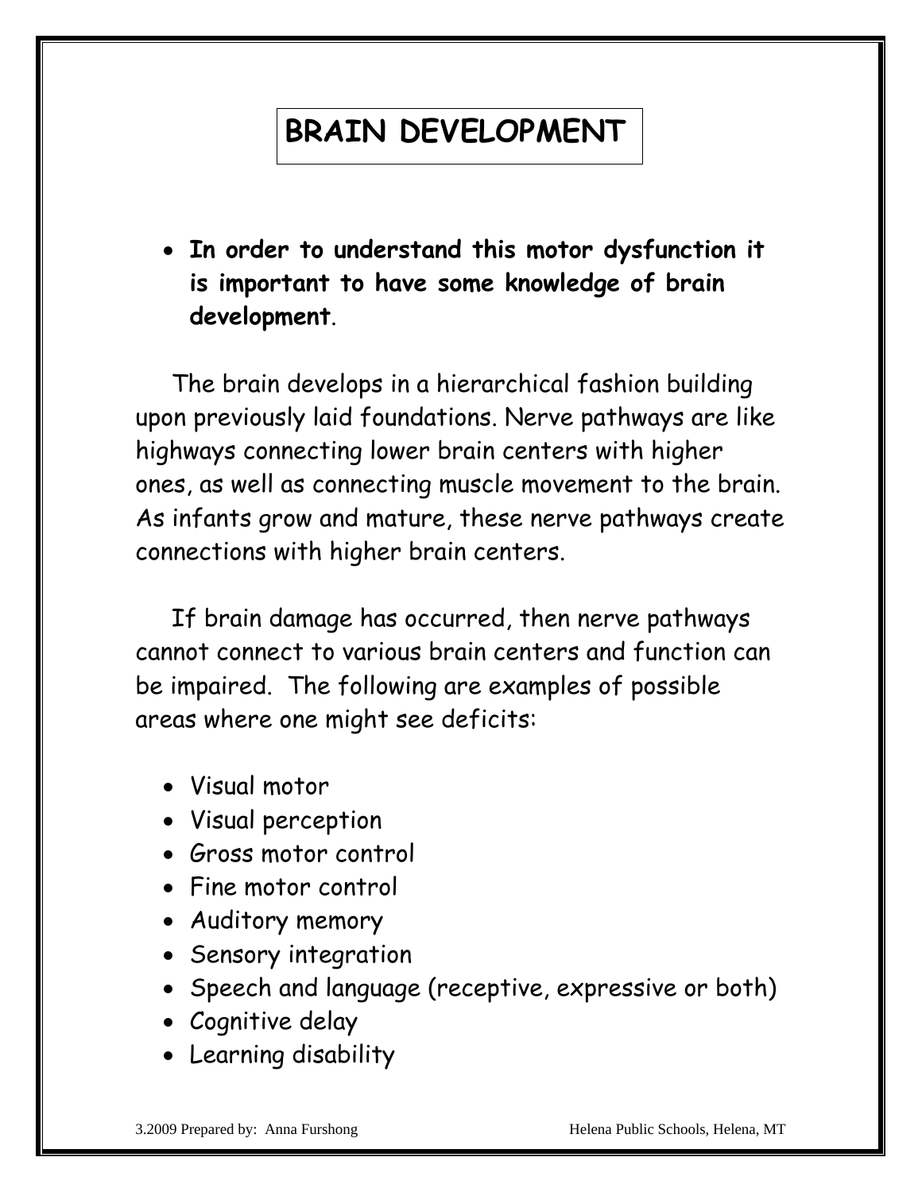# BRAIN DEVELOPMENT

- **In order to understand this motor dysfunction it is important to have some knowledge of brain development**.

The brain develops in a hierarchical fashion building upon previously laid foundations. Nerve pathways are like highways connecting lower brain centers with higher ones, as well as connecting muscle movement to the brain. As infants grow and mature, these nerve pathways create connections with higher brain centers.

If brain damage has occurred, then nerve pathways cannot connect to various brain centers and function can be impaired. The following are examples of possible areas where one might see deficits:

- Visual motor
- Visual perception
- Gross motor control
- Fine motor control
- Auditory memory
- Sensory integration
- Speech and language (receptive, expressive or both)
- Cognitive delay
- Learning disability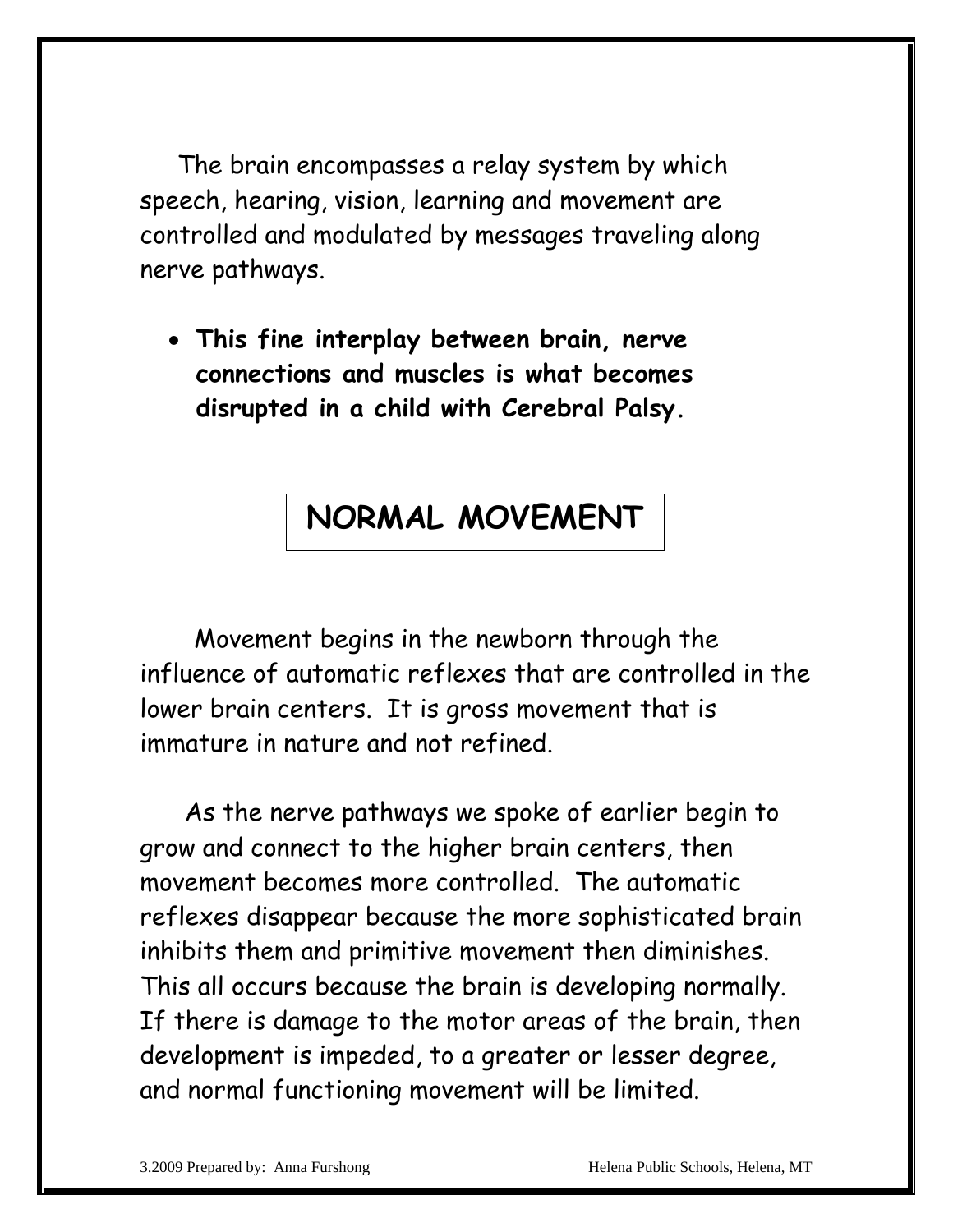The brain encompasses a relay system by which speech, hearing, vision, learning and movement are controlled and modulated by messages traveling along nerve pathways.

- **This fine interplay between brain, nerve connections and muscles is what becomes disrupted in a child with Cerebral Palsy.**

## NORMAL MOVEMENT

Movement begins in the newborn through the influence of automatic reflexes that are controlled in the lower brain centers. It is gross movement that is immature in nature and not refined.

As the nerve pathways we spoke of earlier begin to grow and connect to the higher brain centers, then movement becomes more controlled. The automatic reflexes disappear because the more sophisticated brain inhibits them and primitive movement then diminishes. This all occurs because the brain is developing normally. If there is damage to the motor areas of the brain, then development is impeded, to a greater or lesser degree, and normal functioning movement will be limited.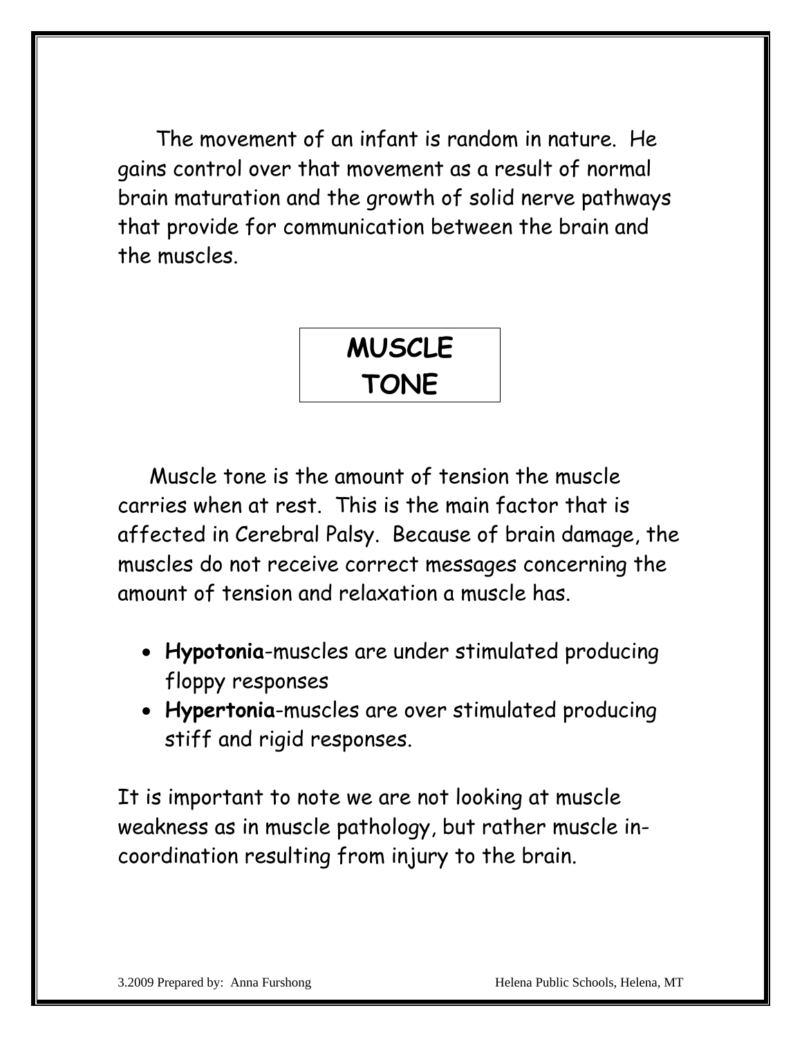The movement of an infant is random in nature. He gains control over that movement as a result of normal brain maturation and the growth of solid nerve pathways that provide for communication between the brain and the muscles.

## MUSCLE TONE

Muscle tone is the amount of tension the muscle carries when at rest. This is the main factor that is affected in Cerebral Palsy. Because of brain damage, the muscles do not receive correct messages concerning the amount of tension and relaxation a muscle has.

- **Hypotonia**-muscles are under stimulated producing floppy responses
- **Hypertonia**-muscles are over stimulated producing stiff and rigid responses.

It is important to note we are not looking at muscle weakness as in muscle pathology, but rather muscle in-coordination resulting from injury to the brain.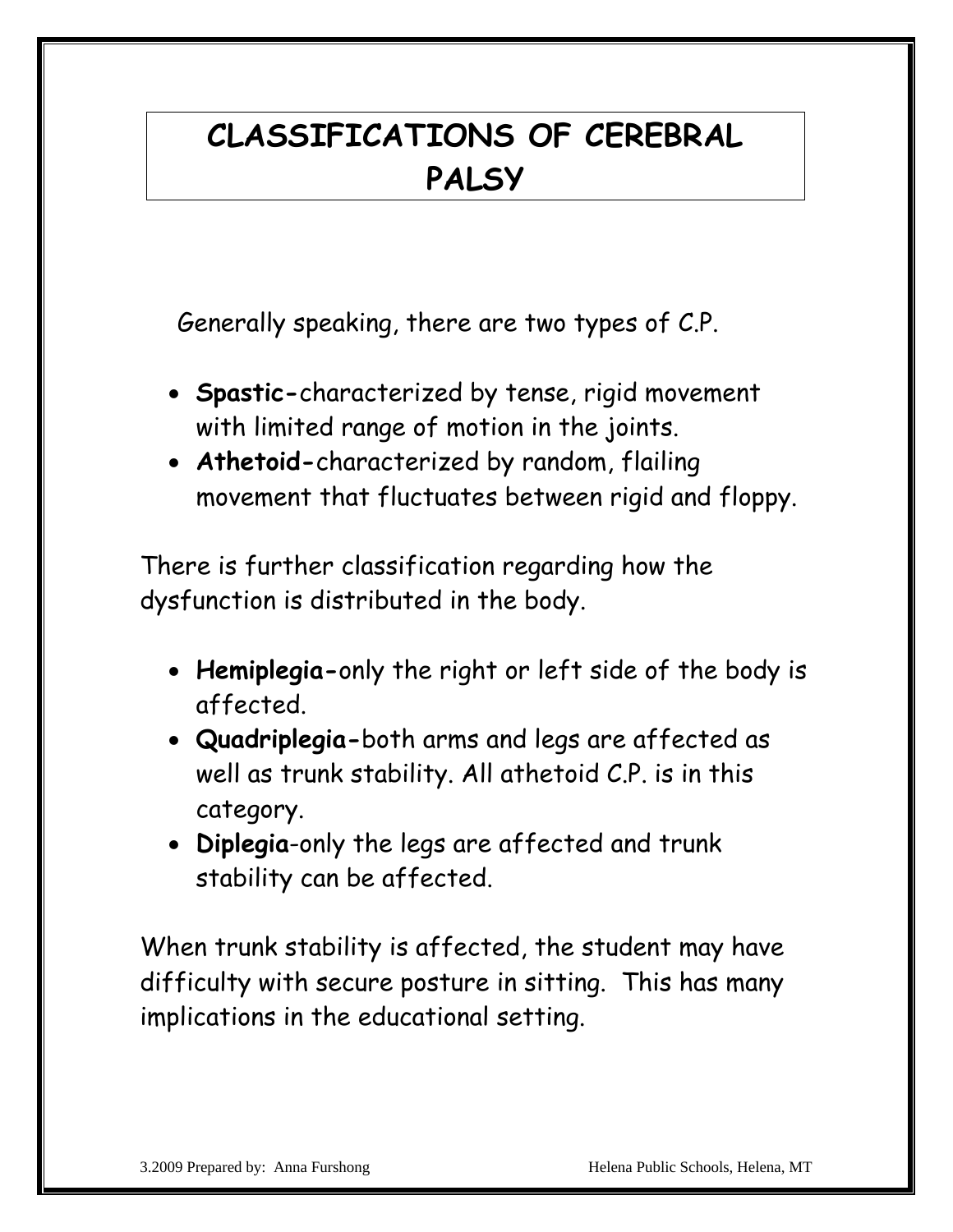# CLASSIFICATIONS OF CEREBRAL PALSY

Generally speaking, there are two types of C.P.

- **Spastic-**characterized by tense, rigid movement with limited range of motion in the joints.
- **Athetoid-**characterized by random, flailing movement that fluctuates between rigid and floppy.

There is further classification regarding how the dysfunction is distributed in the body.

- **Hemiplegia-**only the right or left side of the body is affected.
- **Quadriplegia-**both arms and legs are affected as well as trunk stability. All athetoid C.P. is in this category.
- **Diplegia**-only the legs are affected and trunk stability can be affected.

When trunk stability is affected, the student may have difficulty with secure posture in sitting. This has many implications in the educational setting.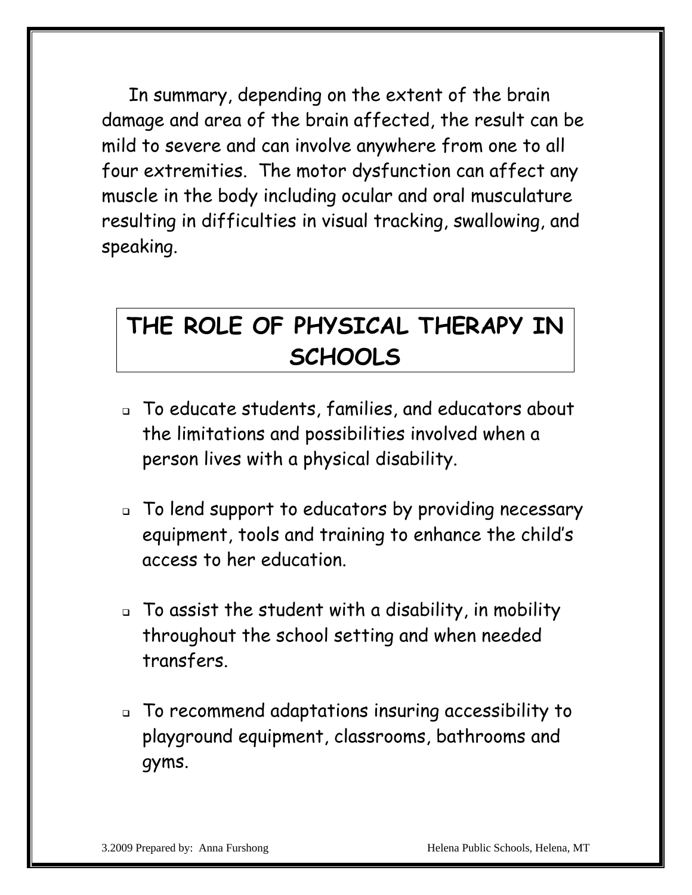In summary, depending on the extent of the brain damage and area of the brain affected, the result can be mild to severe and can involve anywhere from one to all four extremities. The motor dysfunction can affect any muscle in the body including ocular and oral musculature resulting in difficulties in visual tracking, swallowing, and speaking.

## THE ROLE OF PHYSICAL THERAPY IN SCHOOLS

- To educate students, families, and educators about the limitations and possibilities involved when a person lives with a physical disability.
- To lend support to educators by providing necessary equipment, tools and training to enhance the child's access to her education.
- To assist the student with a disability, in mobility throughout the school setting and when needed transfers.
- To recommend adaptations insuring accessibility to playground equipment, classrooms, bathrooms and gyms.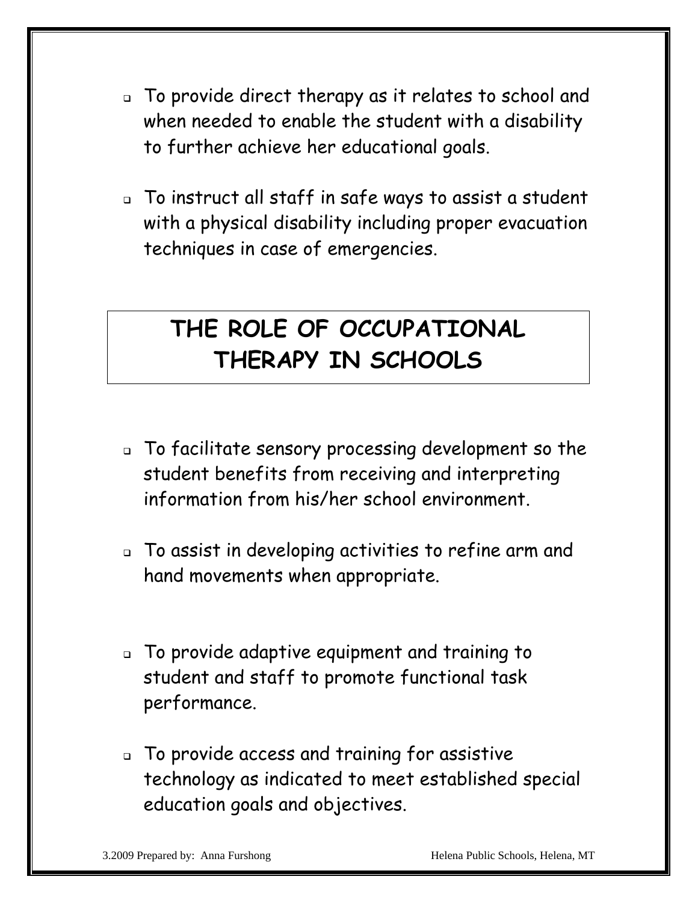- To provide direct therapy as it relates to school and when needed to enable the student with a disability to further achieve her educational goals.

- To instruct all staff in safe ways to assist a student with a physical disability including proper evacuation techniques in case of emergencies.

## THE ROLE OF OCCUPATIONAL THERAPY IN SCHOOLS

- To facilitate sensory processing development so the student benefits from receiving and interpreting information from his/her school environment.

- To assist in developing activities to refine arm and hand movements when appropriate.

- To provide adaptive equipment and training to student and staff to promote functional task performance.

- To provide access and training for assistive technology as indicated to meet established special education goals and objectives.

3.2009 Prepared by: Anna Furshong Helena Public Schools, Helena, MT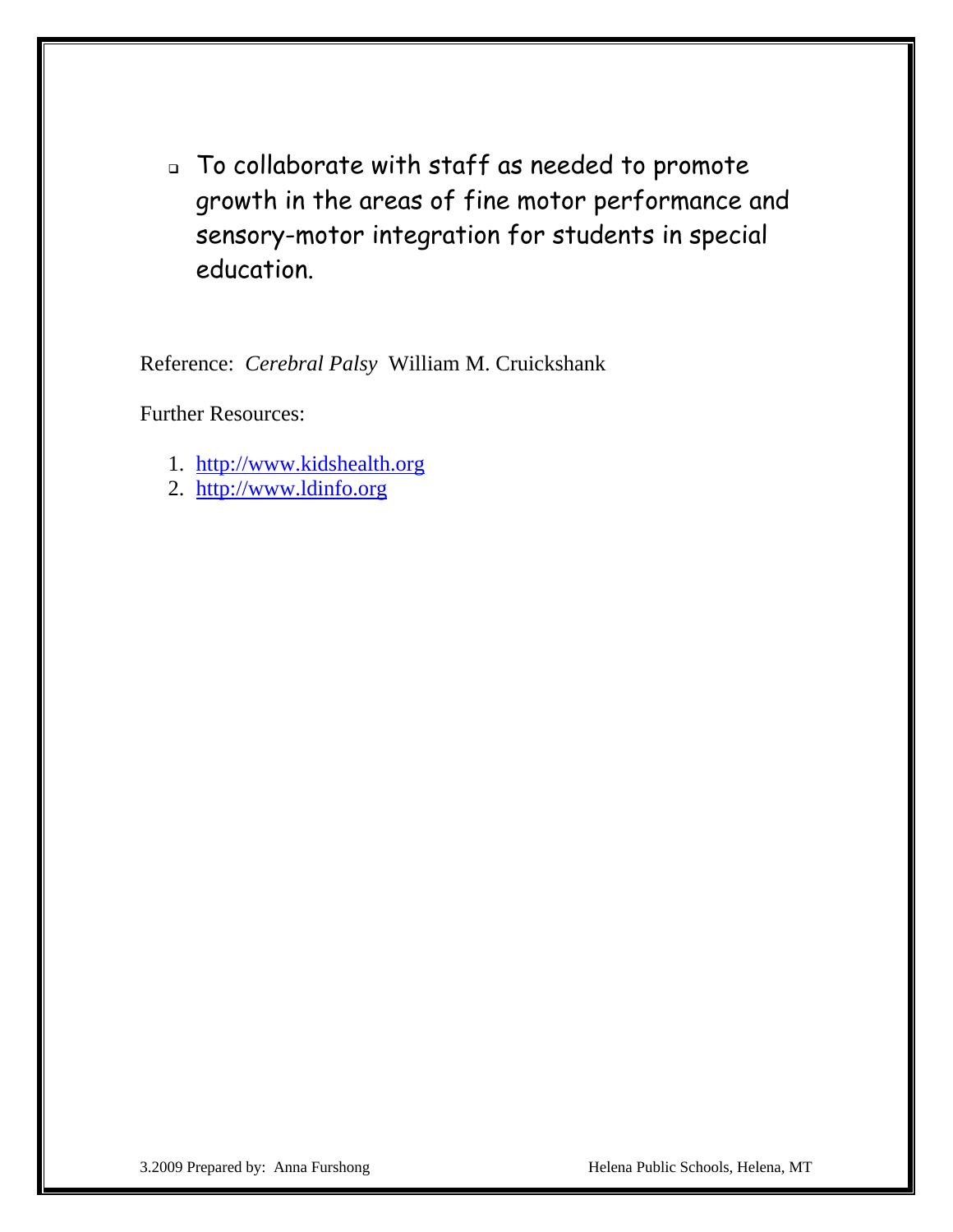- To collaborate with staff as needed to promote growth in the areas of fine motor performance and sensory-motor integration for students in special education.

Reference: *Cerebral Palsy* William M. Cruickshank

Further Resources:

1. http://www.kidshealth.org
2. http://www.ldinfo.org

3.2009 Prepared by: Anna Furshong Helena Public Schools, Helena, MT